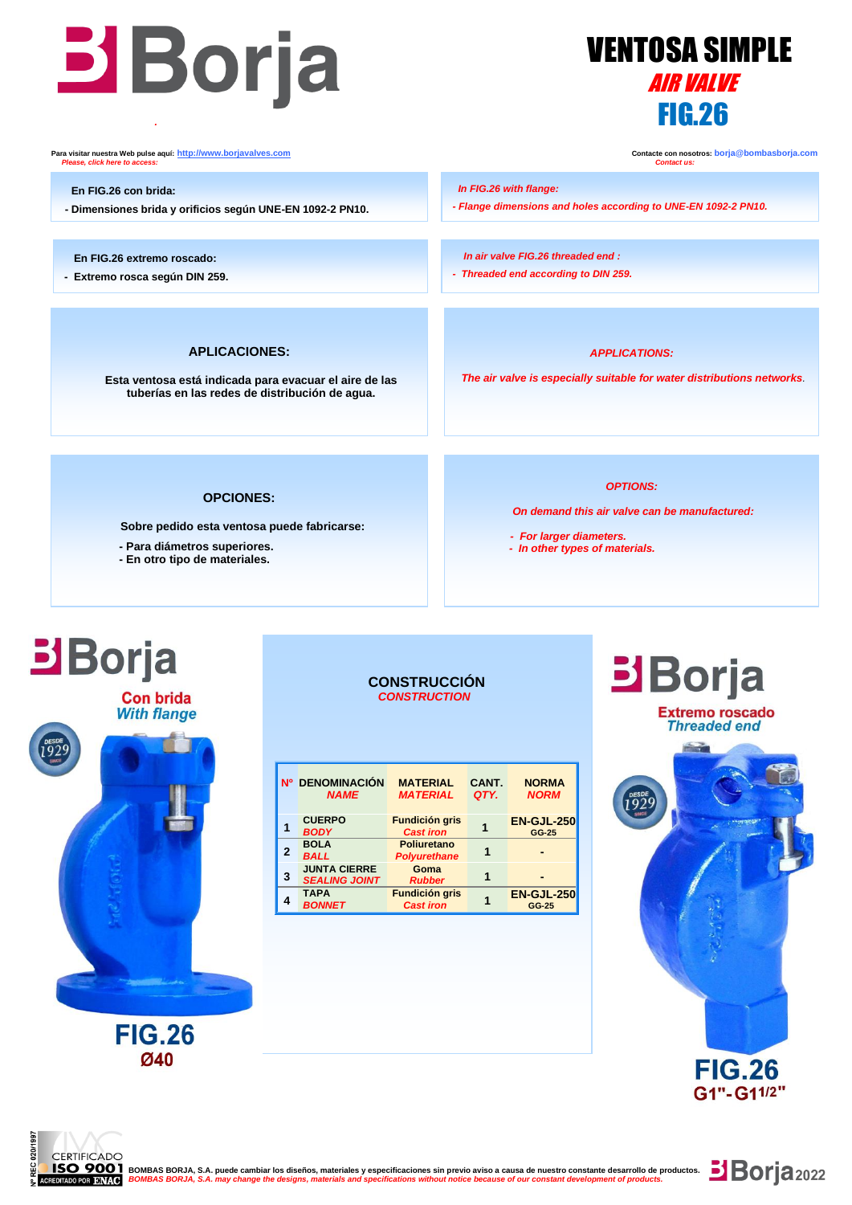# Borja

# VENTOSA SIMPLE

## *AIR VALVE*

## FIG.26

Para visitar nuestra Web pulse aquí: http://www.borjavalves.com
*Please, click here to access:*

Contacte con nosotros: borja@bombasborja.com
*Contact us:*

**En FIG.26 con brida:**

**- Dimensiones brida y orificios según UNE-EN 1092-2 PN10.**

*In FIG.26 with flange:*

*- Flange dimensions and holes according to UNE-EN 1092-2 PN10.*

**En FIG.26 extremo roscado:**

**- Extremo rosca según DIN 259.**

*In air valve FIG.26 threaded end :*

*- Threaded end according to DIN 259.*

### APLICACIONES:

**Esta ventosa está indicada para evacuar el aire de las tuberías en las redes de distribución de agua.**

### *APPLICATIONS:*

*The air valve is especially suitable for water distributions networks.*

### OPCIONES:

**Sobre pedido esta ventosa puede fabricarse:**

- **Para diámetros superiores.**
- **En otro tipo de materiales.**

### *OPTIONS:*

*On demand this air valve can be manufactured:*

- *For larger diameters.*
- *In other types of materials.*

**Con brida**
*With flange*

**FIG.26**
**Ø40**

### CONSTRUCCIÓN
*CONSTRUCTION*

| Nº | DENOMINACIÓN *NAME* | MATERIAL *MATERIAL* | CANT. *QTY.* | NORMA *NORM* |
|---|---|---|---|---|
| 1 | CUERPO *BODY* | Fundición gris *Cast iron* | 1 | EN-GJL-250 GG-25 |
| 2 | BOLA *BALL* | Poliuretano *Polyurethane* | 1 | - |
| 3 | JUNTA CIERRE *SEALING JOINT* | Goma *Rubber* | 1 | - |
| 4 | TAPA *BONNET* | Fundición gris *Cast iron* | 1 | EN-GJL-250 GG-25 |

**Extremo roscado**
*Threaded end*

**FIG.26**
**G1"-G1 1/2"**

Nº REC 020/1997 CERTIFICADO ISO 9001 ACREDITADO POR ENAC

BOMBAS BORJA, S.A. puede cambiar los diseños, materiales y especificaciones sin previo aviso a causa de nuestro constante desarrollo de productos.
*BOMBAS BORJA, S.A. may change the designs, materials and specifications without notice because of our constant development of products.*

Borja 2022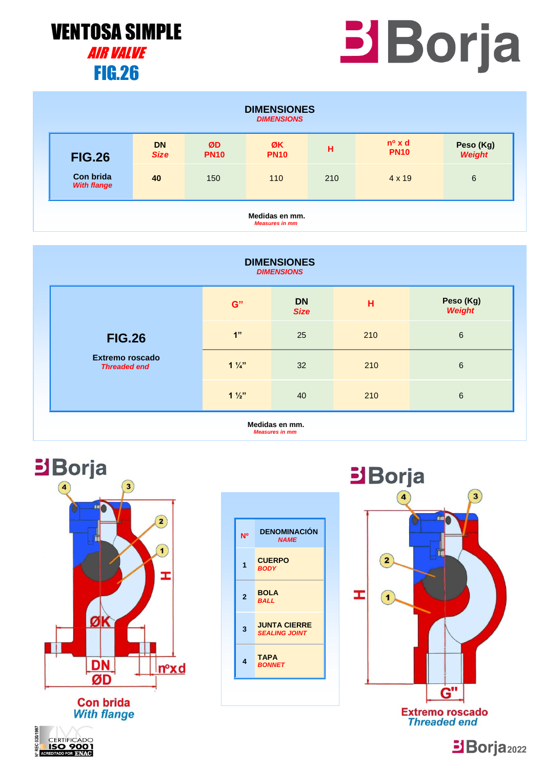# VENTOSA SIMPLE

*AIR VALVE*

## FIG.26

### DIMENSIONES
*DIMENSIONS*

| FIG.26 | DN *Size* | ØD PN10 | ØK PN10 | H | nº x d PN10 | Peso (Kg) *Weight* |
|---|---|---|---|---|---|---|
| Con brida *With flange* | **40** | 150 | 110 | 210 | 4 x 19 | 6 |

**Medidas en mm.**
*Measures in mm*

### DIMENSIONES
*DIMENSIONS*

| FIG.26 | G" | DN *Size* | H | Peso (Kg) *Weight* |
|---|---|---|---|---|
| Extremo roscado *Threaded end* | 1" | 25 | 210 | 6 |
| | 1 ¼" | 32 | 210 | 6 |
| | 1 ½" | 40 | 210 | 6 |

**Medidas en mm.**
*Measures in mm*

| Nº | DENOMINACIÓN *NAME* |
|---|---|
| 1 | CUERPO *BODY* |
| 2 | BOLA *BALL* |
| 3 | JUNTA CIERRE *SEALING JOINT* |
| 4 | TAPA *BONNET* |

Con brida
*With flange*

Extremo roscado
*Threaded end*

CERTIFICADO ISO 9001